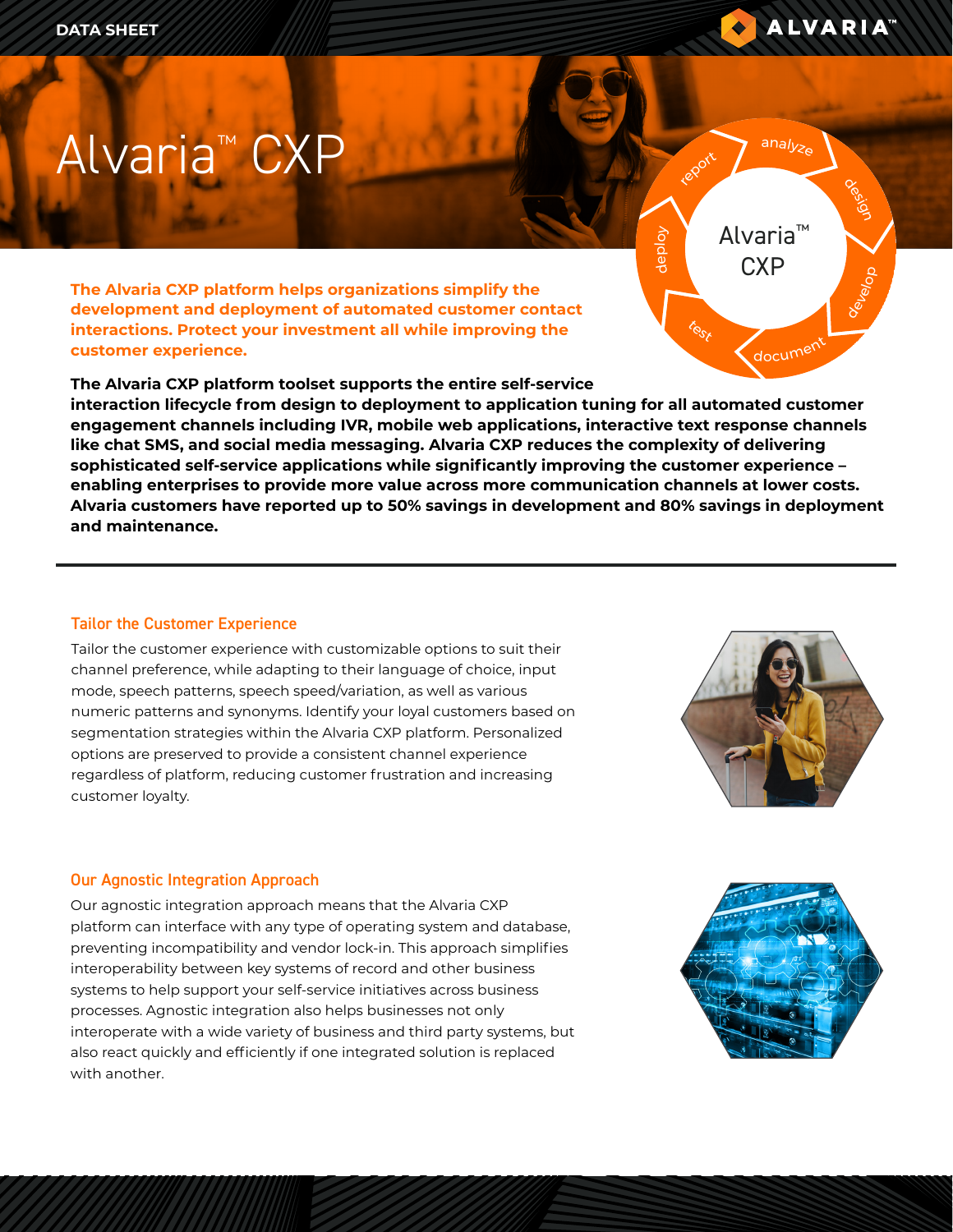# Alvaria™ CXP

**The Alvaria CXP platform helps organizations simplify the development and deployment of automated customer contact interactions. Protect your investment all while improving the customer experience.**

**The Alvaria CXP platform toolset supports the entire self-service interaction lifecycle from design to deployment to application tuning for all automated customer engagement channels including IVR, mobile web applications, interactive text response channels like chat SMS, and social media messaging. Alvaria CXP reduces the complexity of delivering sophisticated self-service applications while significantly improving the customer experience – enabling enterprises to provide more value across more communication channels at lower costs. Alvaria customers have reported up to 50% savings in development and 80% savings in deployment and maintenance.**

## Tailor the Customer Experience

Tailor the customer experience with customizable options to suit their channel preference, while adapting to their language of choice, input mode, speech patterns, speech speed/variation, as well as various numeric patterns and synonyms. Identify your loyal customers based on segmentation strategies within the Alvaria CXP platform. Personalized options are preserved to provide a consistent channel experience regardless of platform, reducing customer frustration and increasing customer loyalty.

## Our Agnostic Integration Approach

Our agnostic integration approach means that the Alvaria CXP platform can interface with any type of operating system and database, preventing incompatibility and vendor lock-in. This approach simplifies interoperability between key systems of record and other business systems to help support your self-service initiatives across business processes. Agnostic integration also helps businesses not only interoperate with a wide variety of business and third party systems, but also react quickly and efficiently if one integrated solution is replaced with another.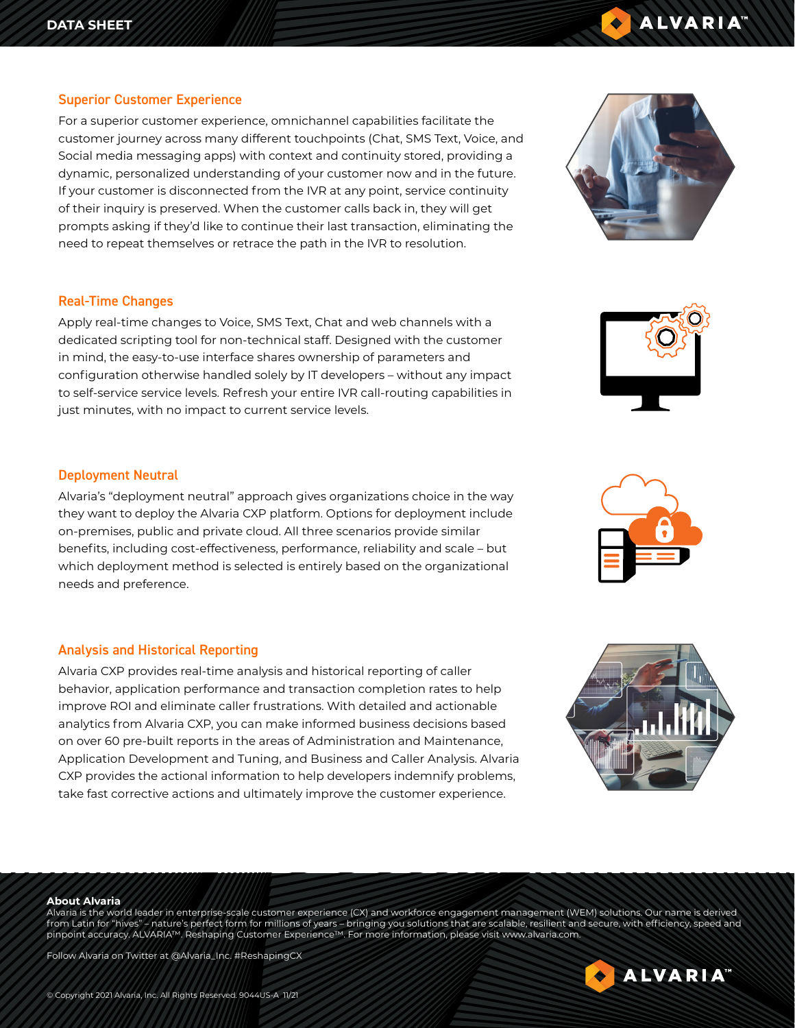## Superior Customer Experience

For a superior customer experience, omnichannel capabilities facilitate the customer journey across many different touchpoints (Chat, SMS Text, Voice, and Social media messaging apps) with context and continuity stored, providing a dynamic, personalized understanding of your customer now and in the future. If your customer is disconnected from the IVR at any point, service continuity of their inquiry is preserved. When the customer calls back in, they will get prompts asking if they'd like to continue their last transaction, eliminating the need to repeat themselves or retrace the path in the IVR to resolution.

## Real-Time Changes

Apply real-time changes to Voice, SMS Text, Chat and web channels with a dedicated scripting tool for non-technical staff. Designed with the customer in mind, the easy-to-use interface shares ownership of parameters and configuration otherwise handled solely by IT developers – without any impact to self-service service levels. Refresh your entire IVR call-routing capabilities in just minutes, with no impact to current service levels.

## Deployment Neutral

Alvaria's "deployment neutral" approach gives organizations choice in the way they want to deploy the Alvaria CXP platform. Options for deployment include on-premises, public and private cloud. All three scenarios provide similar benefits, including cost-effectiveness, performance, reliability and scale – but which deployment method is selected is entirely based on the organizational needs and preference.

## Analysis and Historical Reporting

Alvaria CXP provides real-time analysis and historical reporting of caller behavior, application performance and transaction completion rates to help improve ROI and eliminate caller frustrations. With detailed and actionable analytics from Alvaria CXP, you can make informed business decisions based on over 60 pre-built reports in the areas of Administration and Maintenance, Application Development and Tuning, and Business and Caller Analysis. Alvaria CXP provides the actional information to help developers indemnify problems, take fast corrective actions and ultimately improve the customer experience.

**About Alvaria**

Alvaria is the world leader in enterprise-scale customer experience (CX) and workforce engagement management (WEM) solutions. Our name is derived from Latin for "hives" – nature's perfect form for millions of years – bringing you solutions that are scalable, resilient and secure, with efficiency, speed and pinpoint accuracy. ALVARIA™. Reshaping Customer Experience™. For more information, please visit www.alvaria.com.

Follow Alvaria on Twitter at @Alvaria_Inc. #ReshapingCX

© Copyright 2021 Alvaria, Inc. All Rights Reserved. 9044US-A 11/21